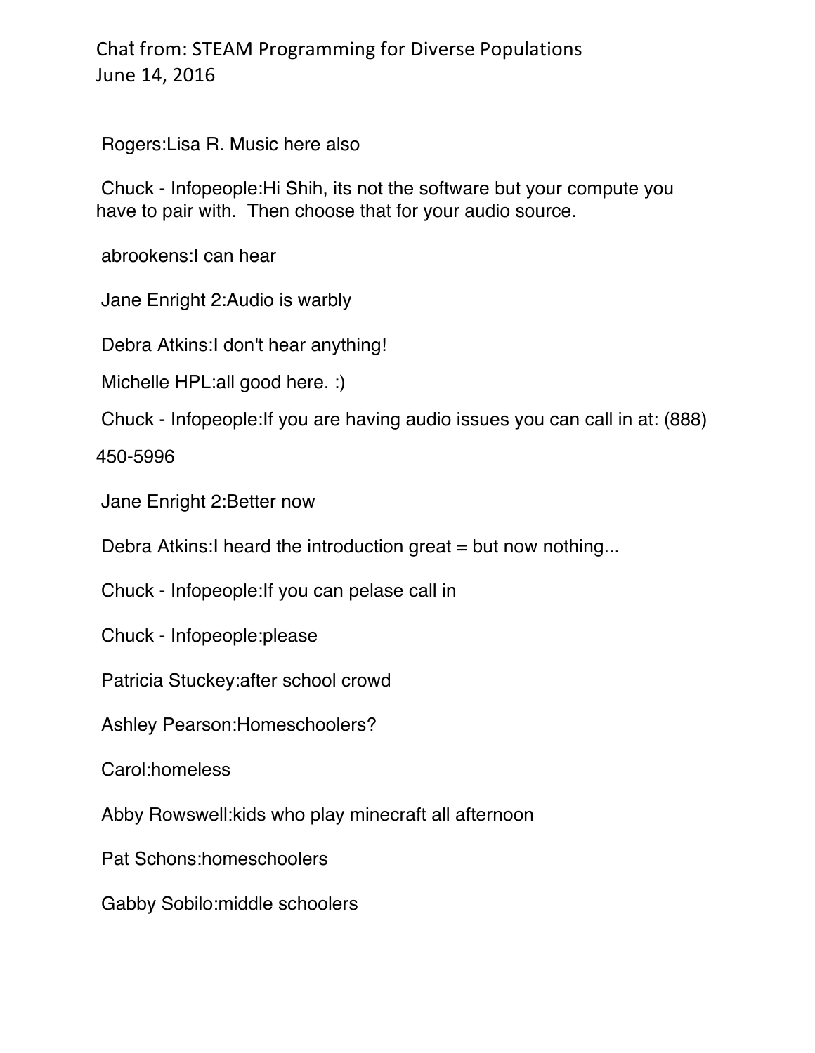Chat from: STEAM Programming for Diverse Populations
June 14, 2016

Rogers:Lisa R. Music here also

Chuck - Infopeople:Hi Shih, its not the software but your compute you have to pair with.  Then choose that for your audio source.

abrookens:I can hear

Jane Enright 2:Audio is warbly

Debra Atkins:I don't hear anything!

Michelle HPL:all good here. :)

Chuck - Infopeople:If you are having audio issues you can call in at: (888) 450-5996

Jane Enright 2:Better now

Debra Atkins:I heard the introduction great = but now nothing...

Chuck - Infopeople:If you can pelase call in

Chuck - Infopeople:please

Patricia Stuckey:after school crowd

Ashley Pearson:Homeschoolers?

Carol:homeless

Abby Rowswell:kids who play minecraft all afternoon

Pat Schons:homeschoolers

Gabby Sobilo:middle schoolers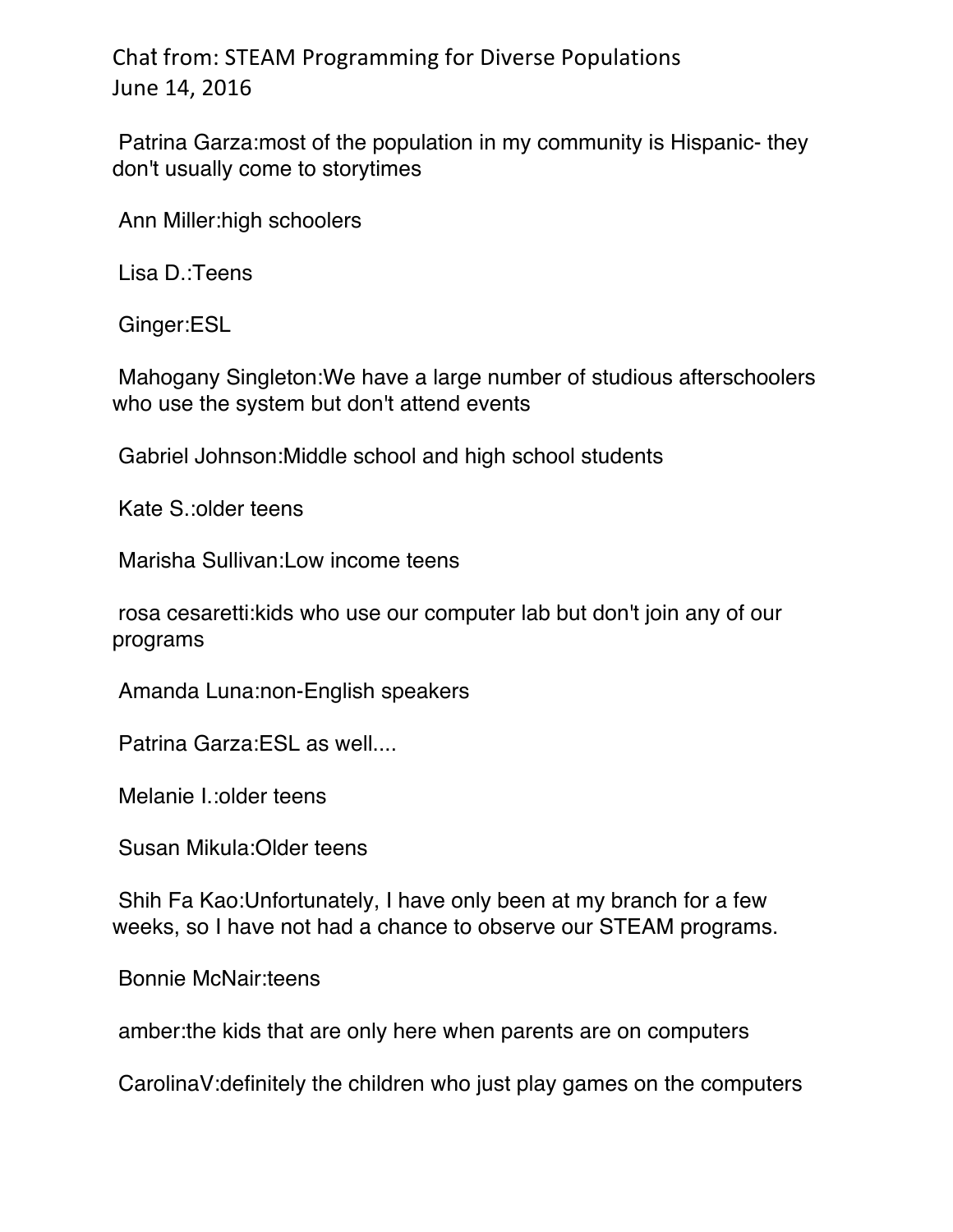Chat from: STEAM Programming for Diverse Populations
June 14, 2016

Patrina Garza:most of the population in my community is Hispanic- they don't usually come to storytimes

Ann Miller:high schoolers

Lisa D.:Teens

Ginger:ESL

Mahogany Singleton:We have a large number of studious afterschoolers who use the system but don't attend events

Gabriel Johnson:Middle school and high school students

Kate S.:older teens

Marisha Sullivan:Low income teens

rosa cesaretti:kids who use our computer lab but don't join any of our programs

Amanda Luna:non-English speakers

Patrina Garza:ESL as well....

Melanie I.:older teens

Susan Mikula:Older teens

Shih Fa Kao:Unfortunately, I have only been at my branch for a few weeks, so I have not had a chance to observe our STEAM programs.

Bonnie McNair:teens

amber:the kids that are only here when parents are on computers

CarolinaV:definitely the children who just play games on the computers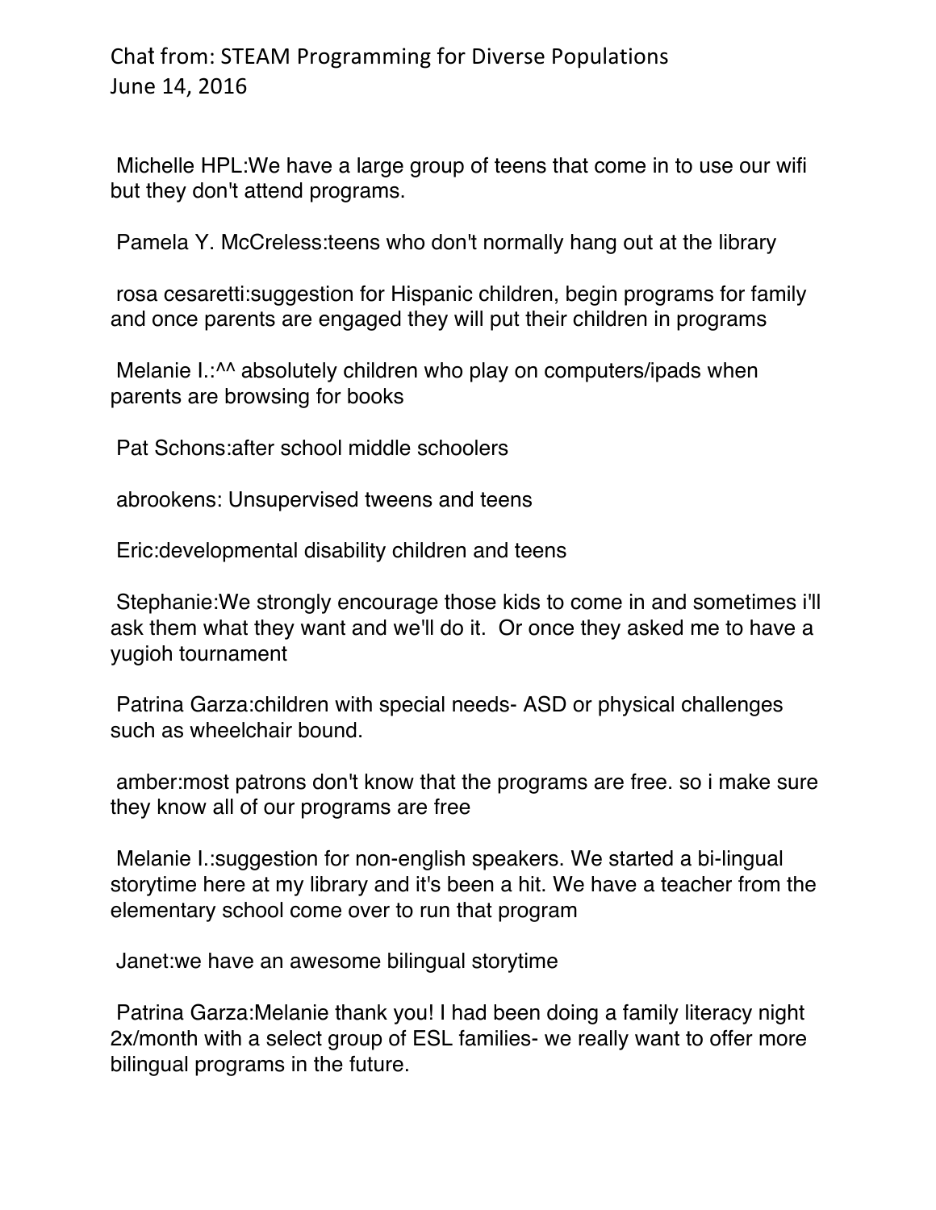Chat from: STEAM Programming for Diverse Populations
June 14, 2016

Michelle HPL:We have a large group of teens that come in to use our wifi but they don't attend programs.

Pamela Y. McCreless:teens who don't normally hang out at the library

rosa cesaretti:suggestion for Hispanic children, begin programs for family and once parents are engaged they will put their children in programs

Melanie I.:^^ absolutely children who play on computers/ipads when parents are browsing for books

Pat Schons:after school middle schoolers

abrookens: Unsupervised tweens and teens

Eric:developmental disability children and teens

Stephanie:We strongly encourage those kids to come in and sometimes i'll ask them what they want and we'll do it. Or once they asked me to have a yugioh tournament

Patrina Garza:children with special needs- ASD or physical challenges such as wheelchair bound.

amber:most patrons don't know that the programs are free. so i make sure they know all of our programs are free

Melanie I.:suggestion for non-english speakers. We started a bi-lingual storytime here at my library and it's been a hit. We have a teacher from the elementary school come over to run that program

Janet:we have an awesome bilingual storytime

Patrina Garza:Melanie thank you! I had been doing a family literacy night 2x/month with a select group of ESL families- we really want to offer more bilingual programs in the future.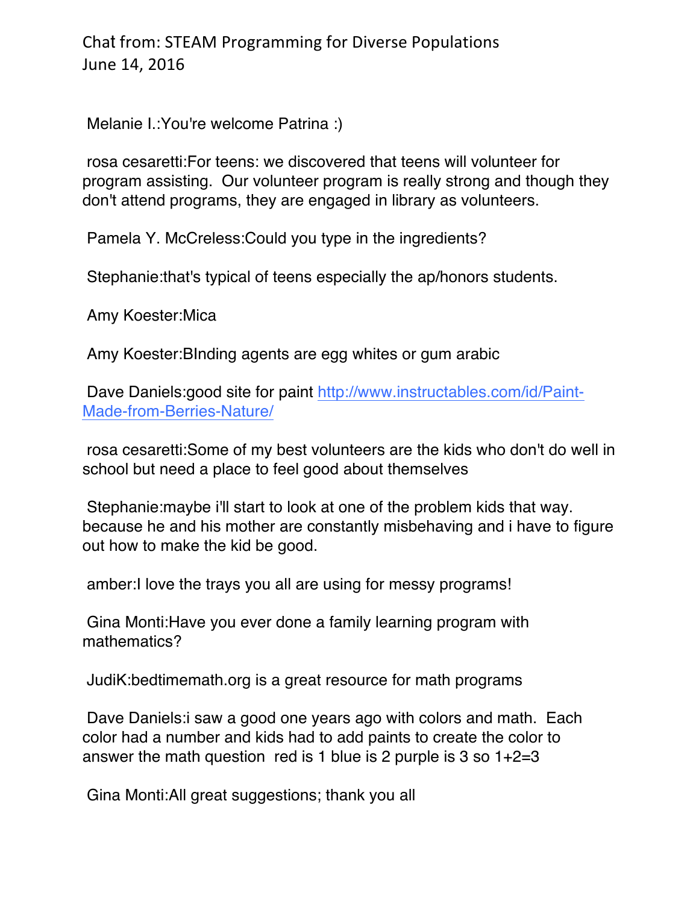Chat from: STEAM Programming for Diverse Populations
June 14, 2016

Melanie I.:You're welcome Patrina :)

rosa cesaretti:For teens: we discovered that teens will volunteer for program assisting. Our volunteer program is really strong and though they don't attend programs, they are engaged in library as volunteers.

Pamela Y. McCreless:Could you type in the ingredients?

Stephanie:that's typical of teens especially the ap/honors students.

Amy Koester:Mica

Amy Koester:BInding agents are egg whites or gum arabic

Dave Daniels:good site for paint [http://www.instructables.com/id/Paint-Made-from-Berries-Nature/](http://www.instructables.com/id/Paint-Made-from-Berries-Nature/)

rosa cesaretti:Some of my best volunteers are the kids who don't do well in school but need a place to feel good about themselves

Stephanie:maybe i'll start to look at one of the problem kids that way. because he and his mother are constantly misbehaving and i have to figure out how to make the kid be good.

amber:I love the trays you all are using for messy programs!

Gina Monti:Have you ever done a family learning program with mathematics?

JudiK:bedtimemath.org is a great resource for math programs

Dave Daniels:i saw a good one years ago with colors and math. Each color had a number and kids had to add paints to create the color to answer the math question red is 1 blue is 2 purple is 3 so 1+2=3

Gina Monti:All great suggestions; thank you all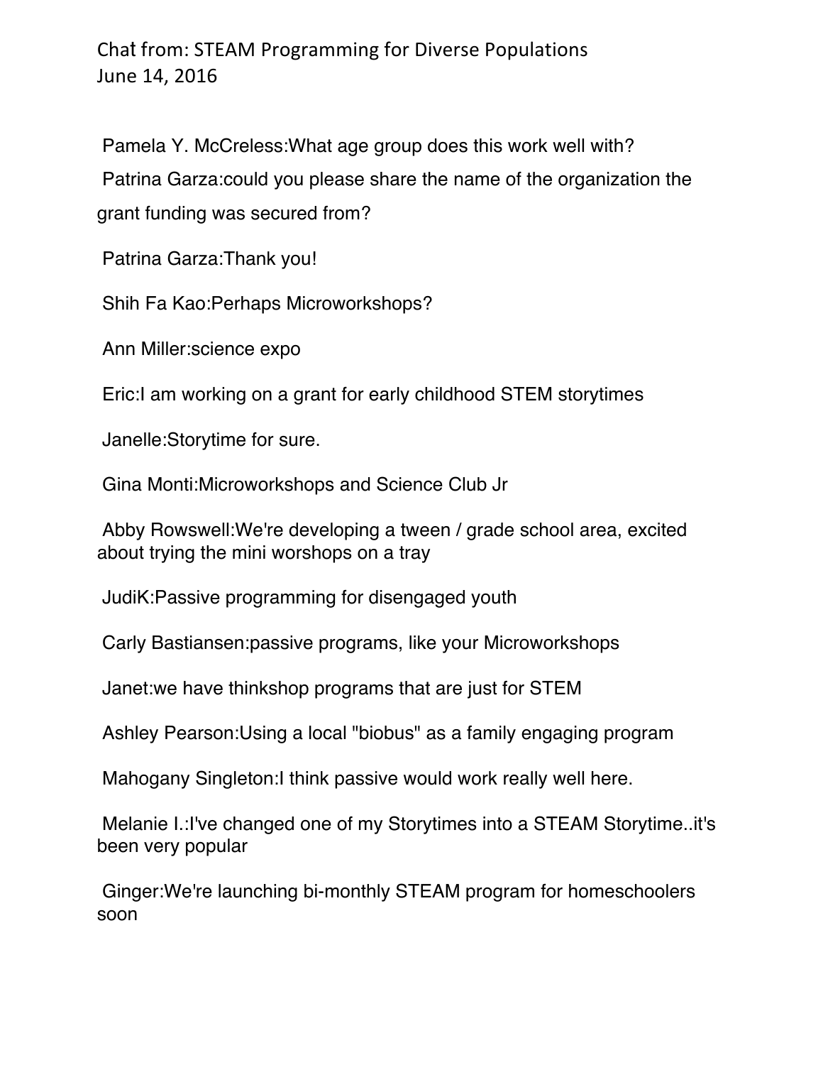Chat from: STEAM Programming for Diverse Populations
June 14, 2016

Pamela Y. McCreless:What age group does this work well with?

Patrina Garza:could you please share the name of the organization the grant funding was secured from?

Patrina Garza:Thank you!

Shih Fa Kao:Perhaps Microworkshops?

Ann Miller:science expo

Eric:I am working on a grant for early childhood STEM storytimes

Janelle:Storytime for sure.

Gina Monti:Microworkshops and Science Club Jr

Abby Rowswell:We're developing a tween / grade school area, excited about trying the mini worshops on a tray

JudiK:Passive programming for disengaged youth

Carly Bastiansen:passive programs, like your Microworkshops

Janet:we have thinkshop programs that are just for STEM

Ashley Pearson:Using a local "biobus" as a family engaging program

Mahogany Singleton:I think passive would work really well here.

Melanie I.:I've changed one of my Storytimes into a STEAM Storytime..it's been very popular

Ginger:We're launching bi-monthly STEAM program for homeschoolers soon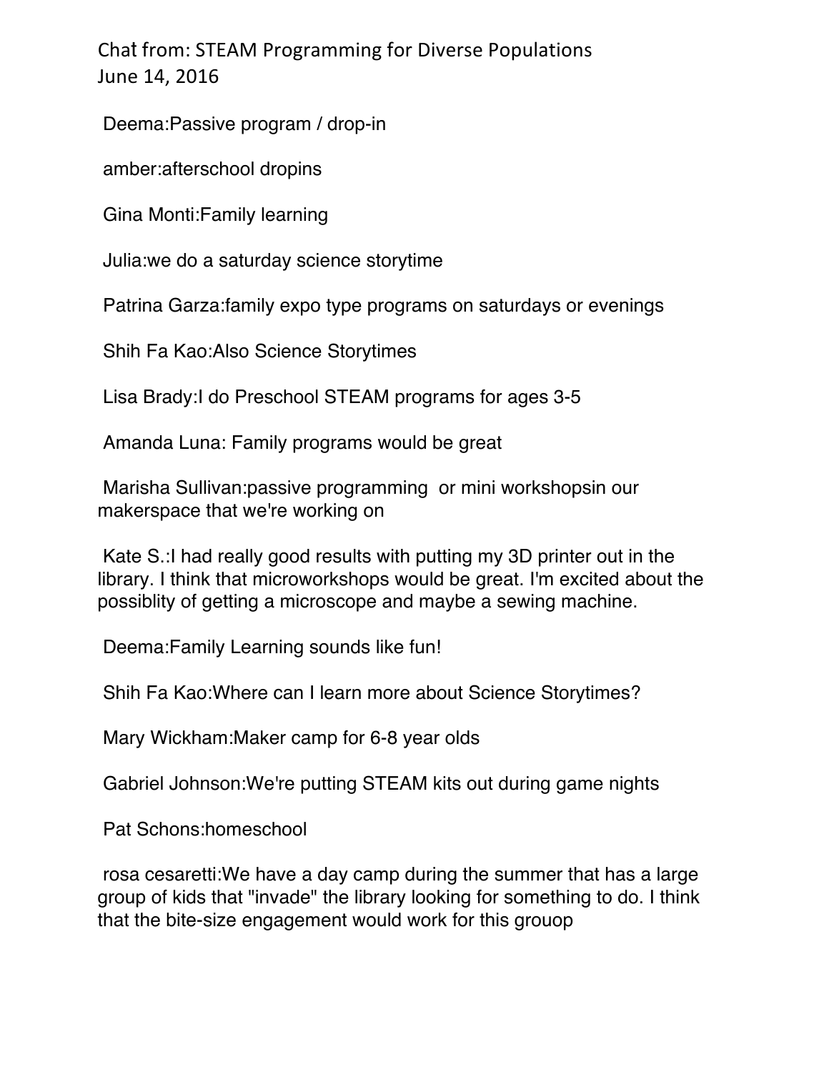Chat from: STEAM Programming for Diverse Populations
June 14, 2016

Deema:Passive program / drop-in

amber:afterschool dropins

Gina Monti:Family learning

Julia:we do a saturday science storytime

Patrina Garza:family expo type programs on saturdays or evenings

Shih Fa Kao:Also Science Storytimes

Lisa Brady:I do Preschool STEAM programs for ages 3-5

Amanda Luna: Family programs would be great

Marisha Sullivan:passive programming  or mini workshopsin our makerspace that we're working on

Kate S.:I had really good results with putting my 3D printer out in the library. I think that microworkshops would be great. I'm excited about the possiblity of getting a microscope and maybe a sewing machine.

Deema:Family Learning sounds like fun!

Shih Fa Kao:Where can I learn more about Science Storytimes?

Mary Wickham:Maker camp for 6-8 year olds

Gabriel Johnson:We're putting STEAM kits out during game nights

Pat Schons:homeschool

rosa cesaretti:We have a day camp during the summer that has a large group of kids that "invade" the library looking for something to do. I think that the bite-size engagement would work for this grouop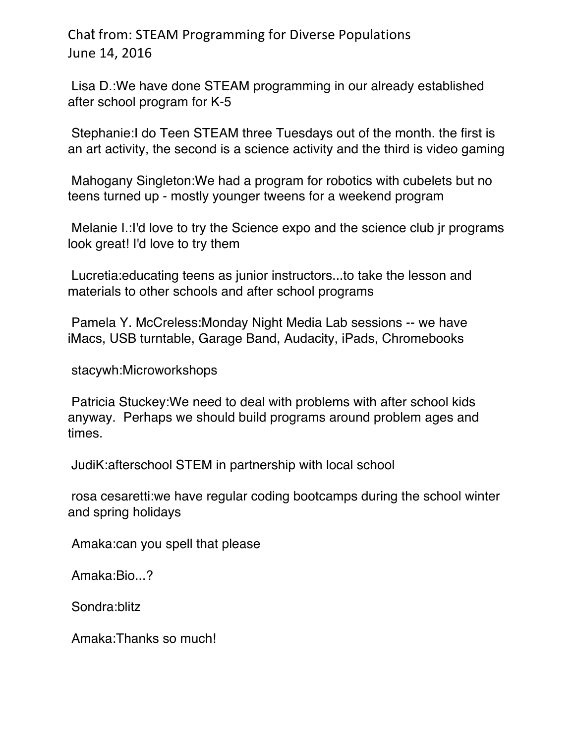Chat from: STEAM Programming for Diverse Populations
June 14, 2016

Lisa D.:We have done STEAM programming in our already established after school program for K-5

Stephanie:I do Teen STEAM three Tuesdays out of the month. the first is an art activity, the second is a science activity and the third is video gaming

Mahogany Singleton:We had a program for robotics with cubelets but no teens turned up - mostly younger tweens for a weekend program

Melanie I.:I'd love to try the Science expo and the science club jr programs look great! I'd love to try them

Lucretia:educating teens as junior instructors...to take the lesson and materials to other schools and after school programs

Pamela Y. McCreless:Monday Night Media Lab sessions -- we have iMacs, USB turntable, Garage Band, Audacity, iPads, Chromebooks

stacywh:Microworkshops

Patricia Stuckey:We need to deal with problems with after school kids anyway. Perhaps we should build programs around problem ages and times.

JudiK:afterschool STEM in partnership with local school

rosa cesaretti:we have regular coding bootcamps during the school winter and spring holidays

Amaka:can you spell that please

Amaka:Bio...?

Sondra:blitz

Amaka:Thanks so much!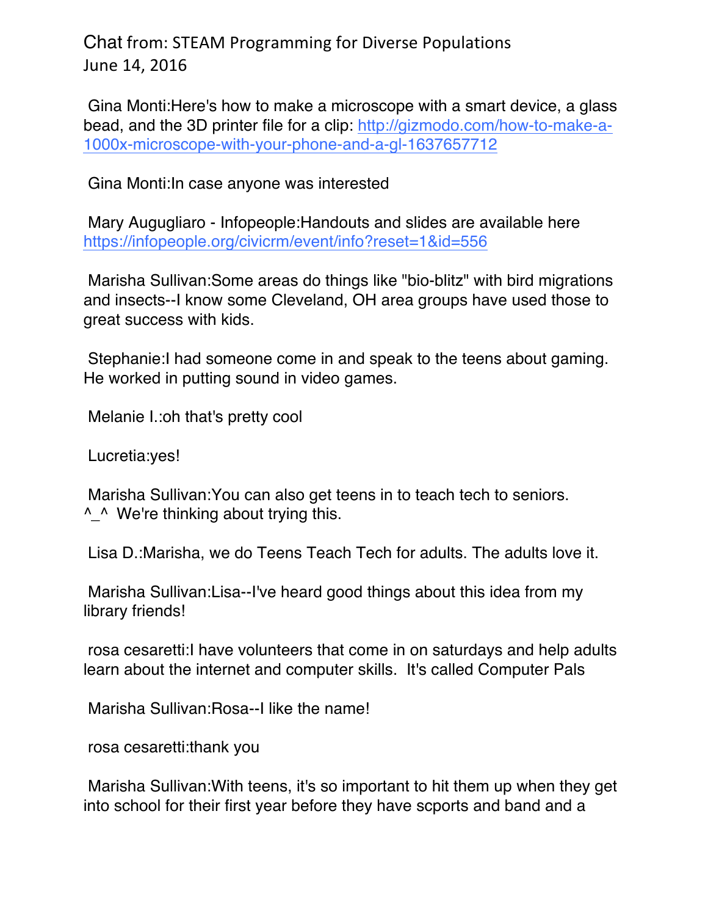Chat from: STEAM Programming for Diverse Populations
June 14, 2016

Gina Monti:Here's how to make a microscope with a smart device, a glass bead, and the 3D printer file for a clip: http://gizmodo.com/how-to-make-a-1000x-microscope-with-your-phone-and-a-gl-1637657712

Gina Monti:In case anyone was interested

Mary Augugliaro - Infopeople:Handouts and slides are available here https://infopeople.org/civicrm/event/info?reset=1&id=556

Marisha Sullivan:Some areas do things like "bio-blitz" with bird migrations and insects--I know some Cleveland, OH area groups have used those to great success with kids.

Stephanie:I had someone come in and speak to the teens about gaming. He worked in putting sound in video games.

Melanie I.:oh that's pretty cool

Lucretia:yes!

Marisha Sullivan:You can also get teens in to teach tech to seniors. ^_^ We're thinking about trying this.

Lisa D.:Marisha, we do Teens Teach Tech for adults. The adults love it.

Marisha Sullivan:Lisa--I've heard good things about this idea from my library friends!

rosa cesaretti:I have volunteers that come in on saturdays and help adults learn about the internet and computer skills. It's called Computer Pals

Marisha Sullivan:Rosa--I like the name!

rosa cesaretti:thank you

Marisha Sullivan:With teens, it's so important to hit them up when they get into school for their first year before they have scports and band and a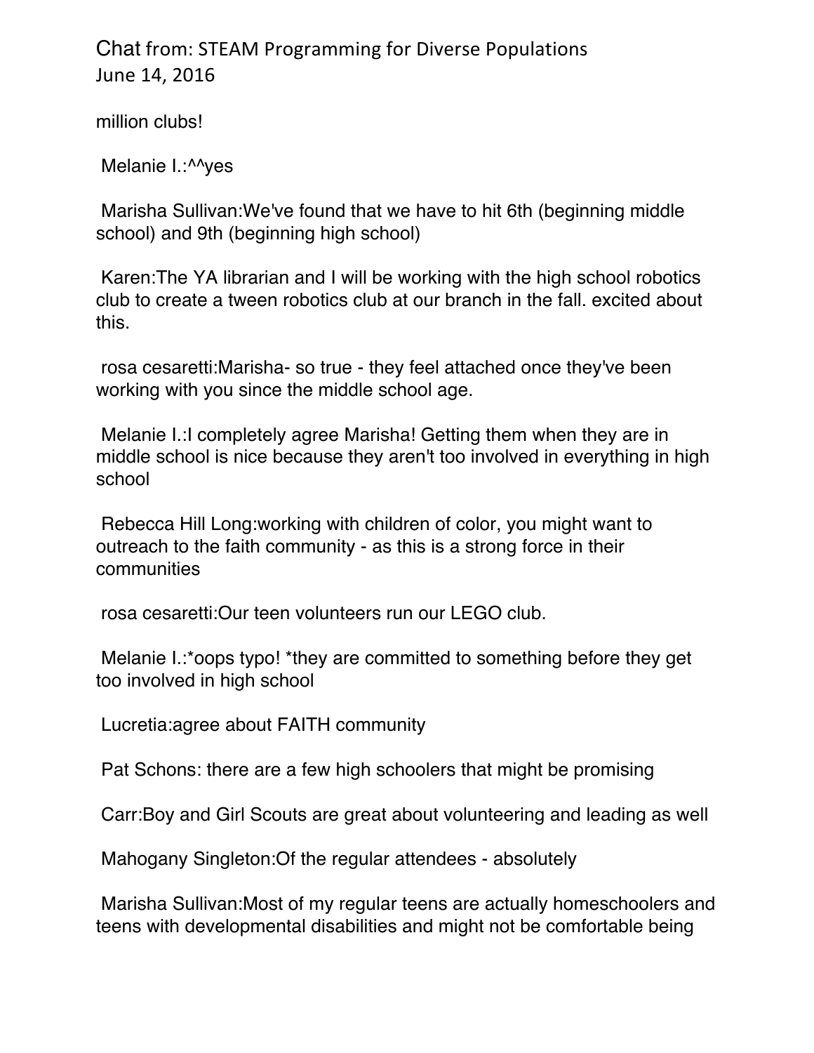million clubs!

Melanie I.:^^yes

Marisha Sullivan:We've found that we have to hit 6th (beginning middle school) and 9th (beginning high school)

Karen:The YA librarian and I will be working with the high school robotics club to create a tween robotics club at our branch in the fall. excited about this.

rosa cesaretti:Marisha- so true - they feel attached once they've been working with you since the middle school age.

Melanie I.:I completely agree Marisha! Getting them when they are in middle school is nice because they aren't too involved in everything in high school

Rebecca Hill Long:working with children of color, you might want to outreach to the faith community - as this is a strong force in their communities

rosa cesaretti:Our teen volunteers run our LEGO club.

Melanie I.:*oops typo! *they are committed to something before they get too involved in high school

Lucretia:agree about FAITH community

Pat Schons: there are a few high schoolers that might be promising

Carr:Boy and Girl Scouts are great about volunteering and leading as well

Mahogany Singleton:Of the regular attendees - absolutely

Marisha Sullivan:Most of my regular teens are actually homeschoolers and teens with developmental disabilities and might not be comfortable being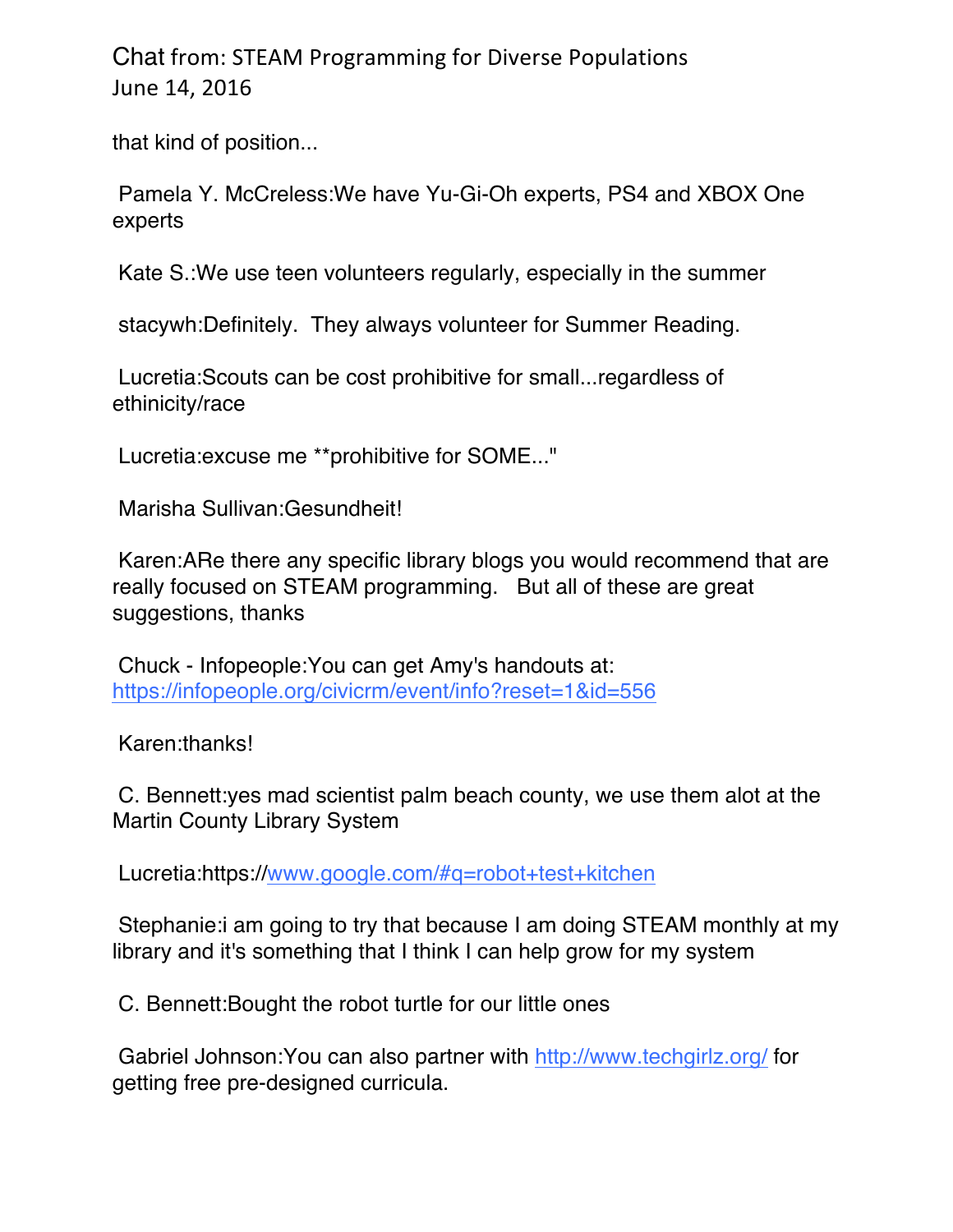that kind of position...

Pamela Y. McCreless:We have Yu-Gi-Oh experts, PS4 and XBOX One experts

Kate S.:We use teen volunteers regularly, especially in the summer

stacywh:Definitely.  They always volunteer for Summer Reading.

Lucretia:Scouts can be cost prohibitive for small...regardless of ethinicity/race

Lucretia:excuse me **prohibitive for SOME..."

Marisha Sullivan:Gesundheit!

Karen:ARe there any specific library blogs you would recommend that are really focused on STEAM programming.   But all of these are great suggestions, thanks

Chuck - Infopeople:You can get Amy's handouts at: https://infopeople.org/civicrm/event/info?reset=1&id=556

Karen:thanks!

C. Bennett:yes mad scientist palm beach county, we use them alot at the Martin County Library System

Lucretia:https://www.google.com/#q=robot+test+kitchen

Stephanie:i am going to try that because I am doing STEAM monthly at my library and it's something that I think I can help grow for my system

C. Bennett:Bought the robot turtle for our little ones

Gabriel Johnson:You can also partner with http://www.techgirlz.org/ for getting free pre-designed curricula.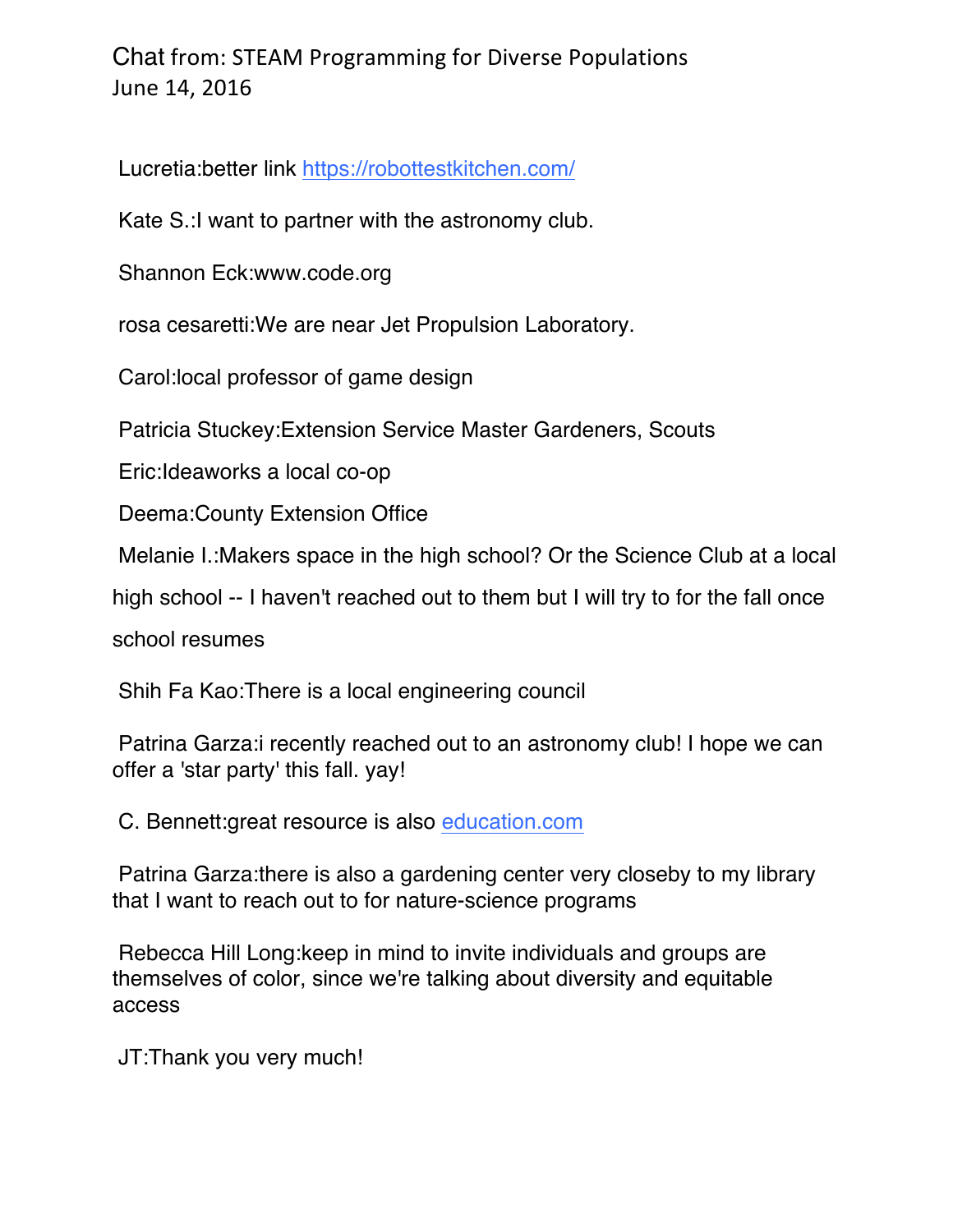Chat from: STEAM Programming for Diverse Populations
June 14, 2016

Lucretia:better link https://robottestkitchen.com/

Kate S.:I want to partner with the astronomy club.

Shannon Eck:www.code.org

rosa cesaretti:We are near Jet Propulsion Laboratory.

Carol:local professor of game design

Patricia Stuckey:Extension Service Master Gardeners, Scouts

Eric:Ideaworks a local co-op

Deema:County Extension Office

Melanie I.:Makers space in the high school? Or the Science Club at a local high school -- I haven't reached out to them but I will try to for the fall once school resumes

Shih Fa Kao:There is a local engineering council

Patrina Garza:i recently reached out to an astronomy club! I hope we can offer a 'star party' this fall. yay!

C. Bennett:great resource is also education.com

Patrina Garza:there is also a gardening center very closeby to my library that I want to reach out to for nature-science programs

Rebecca Hill Long:keep in mind to invite individuals and groups are themselves of color, since we're talking about diversity and equitable access

JT:Thank you very much!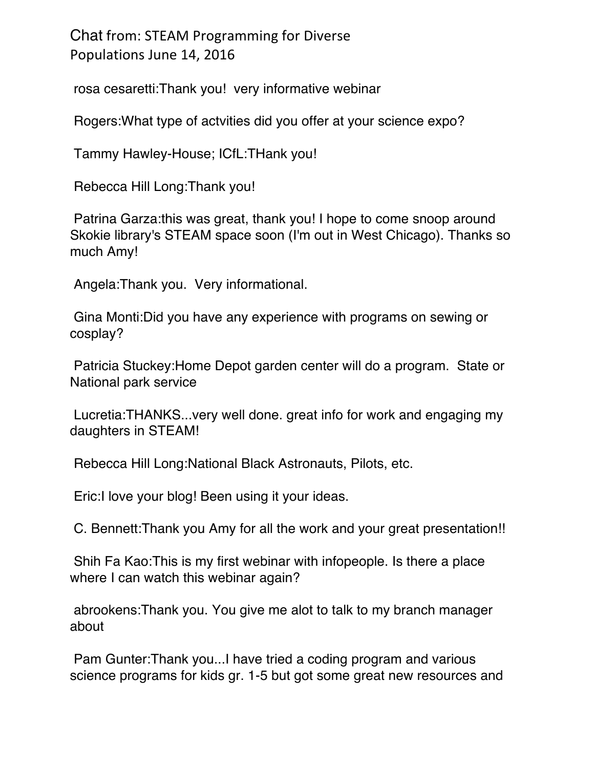Chat from: STEAM Programming for Diverse Populations June 14, 2016

rosa cesaretti:Thank you!  very informative webinar

Rogers:What type of actvities did you offer at your science expo?

Tammy Hawley-House; ICfL:THank you!

Rebecca Hill Long:Thank you!

Patrina Garza:this was great, thank you! I hope to come snoop around Skokie library's STEAM space soon (I'm out in West Chicago). Thanks so much Amy!

Angela:Thank you.  Very informational.

Gina Monti:Did you have any experience with programs on sewing or cosplay?

Patricia Stuckey:Home Depot garden center will do a program.  State or National park service

Lucretia:THANKS...very well done. great info for work and engaging my daughters in STEAM!

Rebecca Hill Long:National Black Astronauts, Pilots, etc.

Eric:I love your blog! Been using it your ideas.

C. Bennett:Thank you Amy for all the work and your great presentation!!

Shih Fa Kao:This is my first webinar with infopeople. Is there a place where I can watch this webinar again?

abrookens:Thank you. You give me alot to talk to my branch manager about

Pam Gunter:Thank you...I have tried a coding program and various science programs for kids gr. 1-5 but got some great new resources and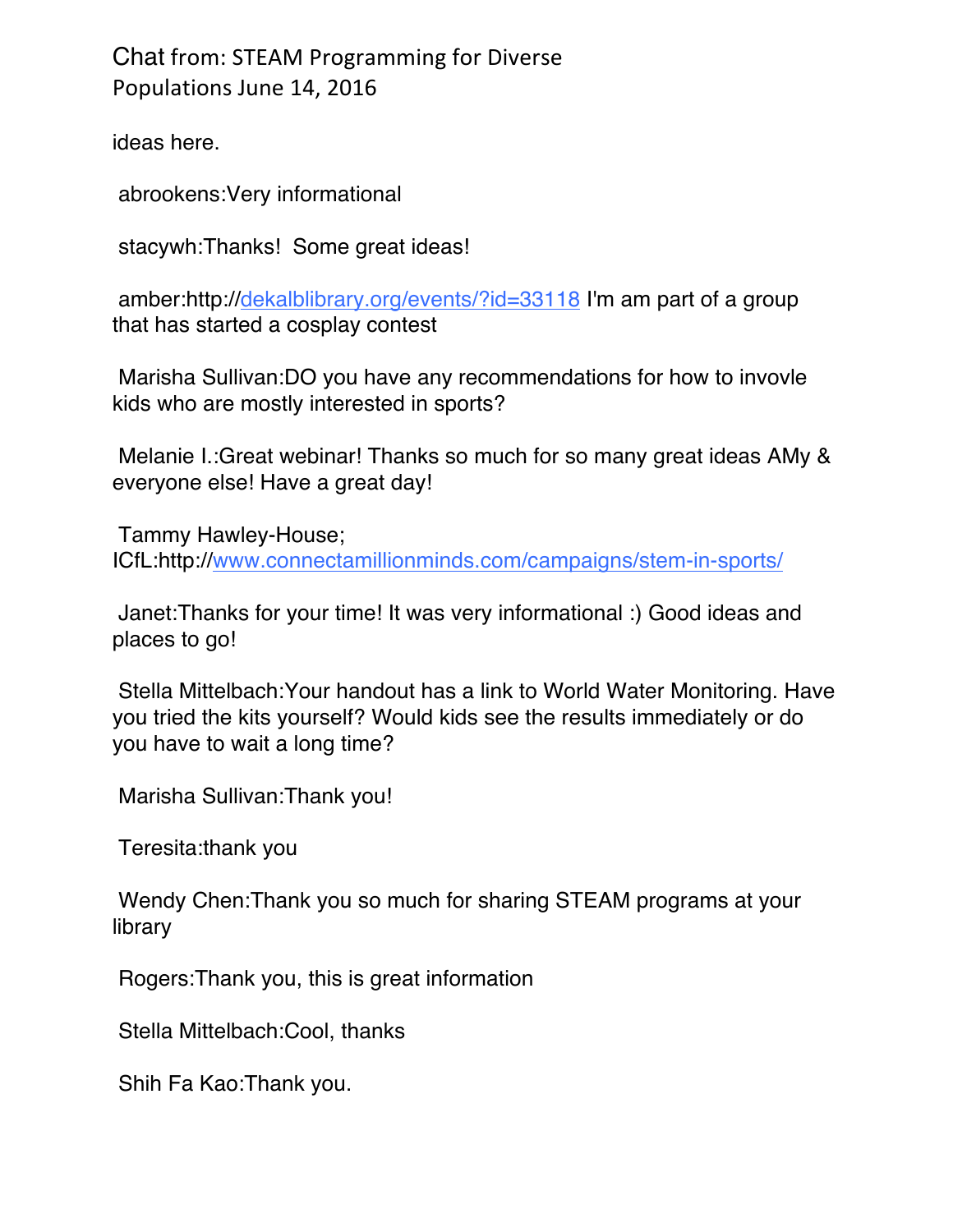Chat from: STEAM Programming for Diverse Populations June 14, 2016

ideas here.

abrookens:Very informational

stacywh:Thanks!  Some great ideas!

amber:http://dekalblibrary.org/events/?id=33118 I'm am part of a group that has started a cosplay contest

Marisha Sullivan:DO you have any recommendations for how to invovle kids who are mostly interested in sports?

Melanie I.:Great webinar! Thanks so much for so many great ideas AMy & everyone else! Have a great day!

Tammy Hawley-House; ICfL:http://www.connectamillionminds.com/campaigns/stem-in-sports/

Janet:Thanks for your time! It was very informational :) Good ideas and places to go!

Stella Mittelbach:Your handout has a link to World Water Monitoring. Have you tried the kits yourself? Would kids see the results immediately or do you have to wait a long time?

Marisha Sullivan:Thank you!

Teresita:thank you

Wendy Chen:Thank you so much for sharing STEAM programs at your library

Rogers:Thank you, this is great information

Stella Mittelbach:Cool, thanks

Shih Fa Kao:Thank you.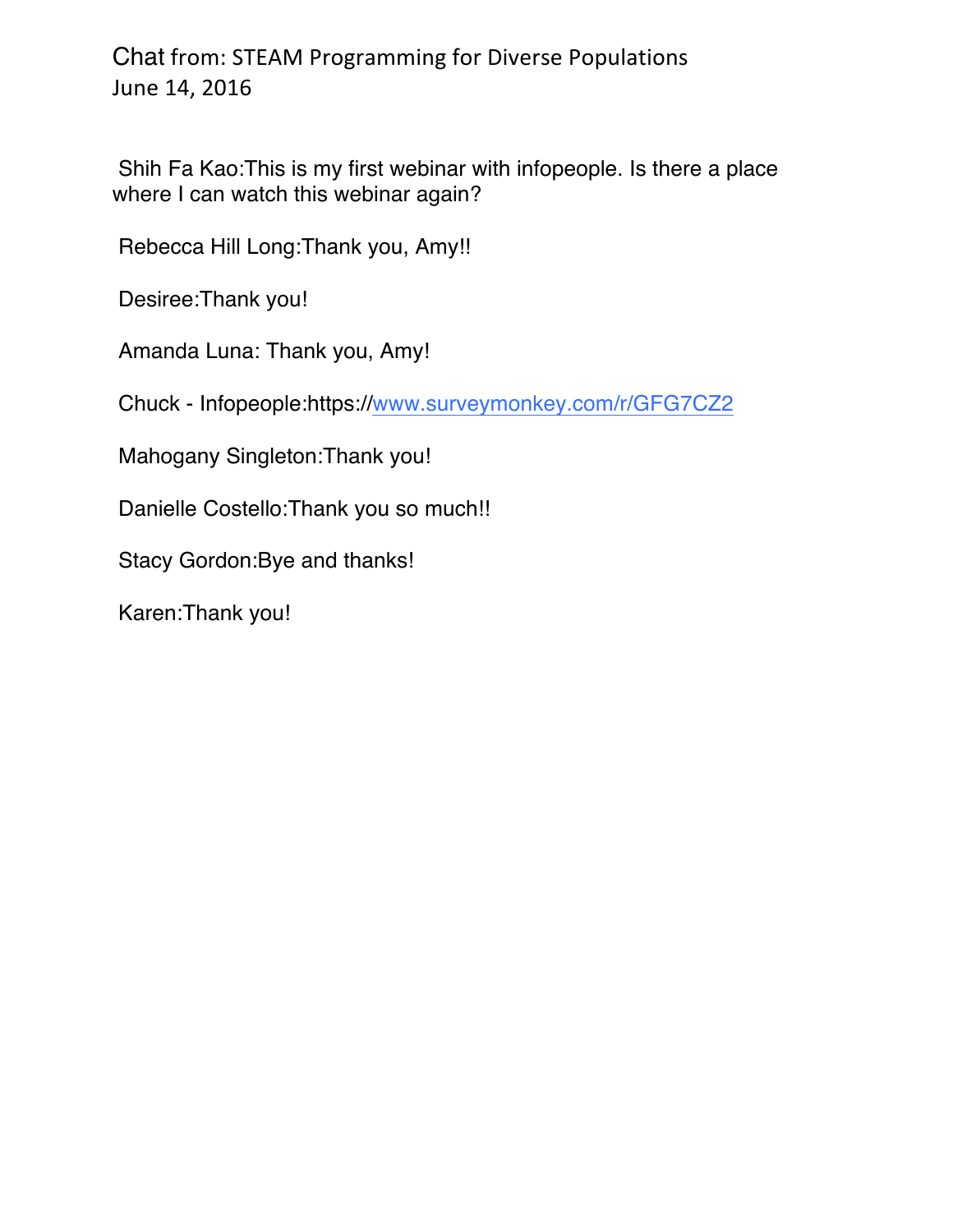Chat from: STEAM Programming for Diverse Populations
June 14, 2016

Shih Fa Kao:This is my first webinar with infopeople. Is there a place where I can watch this webinar again?

Rebecca Hill Long:Thank you, Amy!!

Desiree:Thank you!

Amanda Luna: Thank you, Amy!

Chuck - Infopeople:https://www.surveymonkey.com/r/GFG7CZ2

Mahogany Singleton:Thank you!

Danielle Costello:Thank you so much!!

Stacy Gordon:Bye and thanks!

Karen:Thank you!